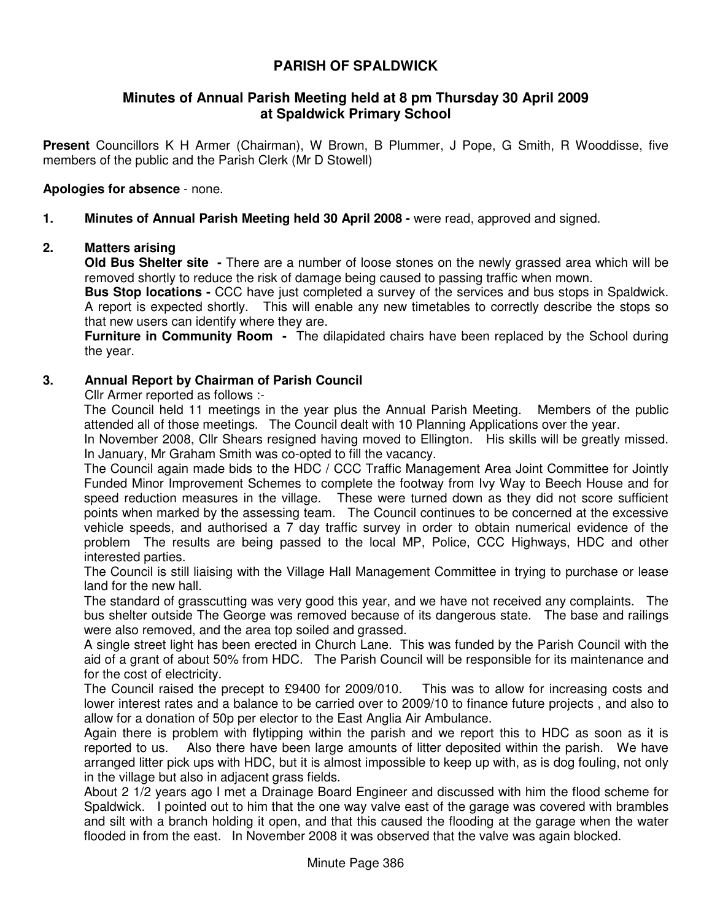# PARISH OF SPALDWICK

## Minutes of Annual Parish Meeting held at 8 pm Thursday 30 April 2009 at Spaldwick Primary School

**Present** Councillors K H Armer (Chairman), W Brown, B Plummer, J Pope, G Smith, R Wooddisse, five members of the public and the Parish Clerk (Mr D Stowell)

**Apologies for absence** - none.

**1. Minutes of Annual Parish Meeting held 30 April 2008 -** were read, approved and signed.

**2. Matters arising**

**Old Bus Shelter site -** There are a number of loose stones on the newly grassed area which will be removed shortly to reduce the risk of damage being caused to passing traffic when mown.

**Bus Stop locations -** CCC have just completed a survey of the services and bus stops in Spaldwick. A report is expected shortly. This will enable any new timetables to correctly describe the stops so that new users can identify where they are.

**Furniture in Community Room -** The dilapidated chairs have been replaced by the School during the year.

**3. Annual Report by Chairman of Parish Council**

Cllr Armer reported as follows :-

The Council held 11 meetings in the year plus the Annual Parish Meeting. Members of the public attended all of those meetings. The Council dealt with 10 Planning Applications over the year.

In November 2008, Cllr Shears resigned having moved to Ellington. His skills will be greatly missed. In January, Mr Graham Smith was co-opted to fill the vacancy.

The Council again made bids to the HDC / CCC Traffic Management Area Joint Committee for Jointly Funded Minor Improvement Schemes to complete the footway from Ivy Way to Beech House and for speed reduction measures in the village. These were turned down as they did not score sufficient points when marked by the assessing team. The Council continues to be concerned at the excessive vehicle speeds, and authorised a 7 day traffic survey in order to obtain numerical evidence of the problem The results are being passed to the local MP, Police, CCC Highways, HDC and other interested parties.

The Council is still liaising with the Village Hall Management Committee in trying to purchase or lease land for the new hall.

The standard of grasscutting was very good this year, and we have not received any complaints. The bus shelter outside The George was removed because of its dangerous state. The base and railings were also removed, and the area top soiled and grassed.

A single street light has been erected in Church Lane. This was funded by the Parish Council with the aid of a grant of about 50% from HDC. The Parish Council will be responsible for its maintenance and for the cost of electricity.

The Council raised the precept to £9400 for 2009/010. This was to allow for increasing costs and lower interest rates and a balance to be carried over to 2009/10 to finance future projects , and also to allow for a donation of 50p per elector to the East Anglia Air Ambulance.

Again there is problem with flytipping within the parish and we report this to HDC as soon as it is reported to us. Also there have been large amounts of litter deposited within the parish. We have arranged litter pick ups with HDC, but it is almost impossible to keep up with, as is dog fouling, not only in the village but also in adjacent grass fields.

About 2 1/2 years ago I met a Drainage Board Engineer and discussed with him the flood scheme for Spaldwick. I pointed out to him that the one way valve east of the garage was covered with brambles and silt with a branch holding it open, and that this caused the flooding at the garage when the water flooded in from the east. In November 2008 it was observed that the valve was again blocked.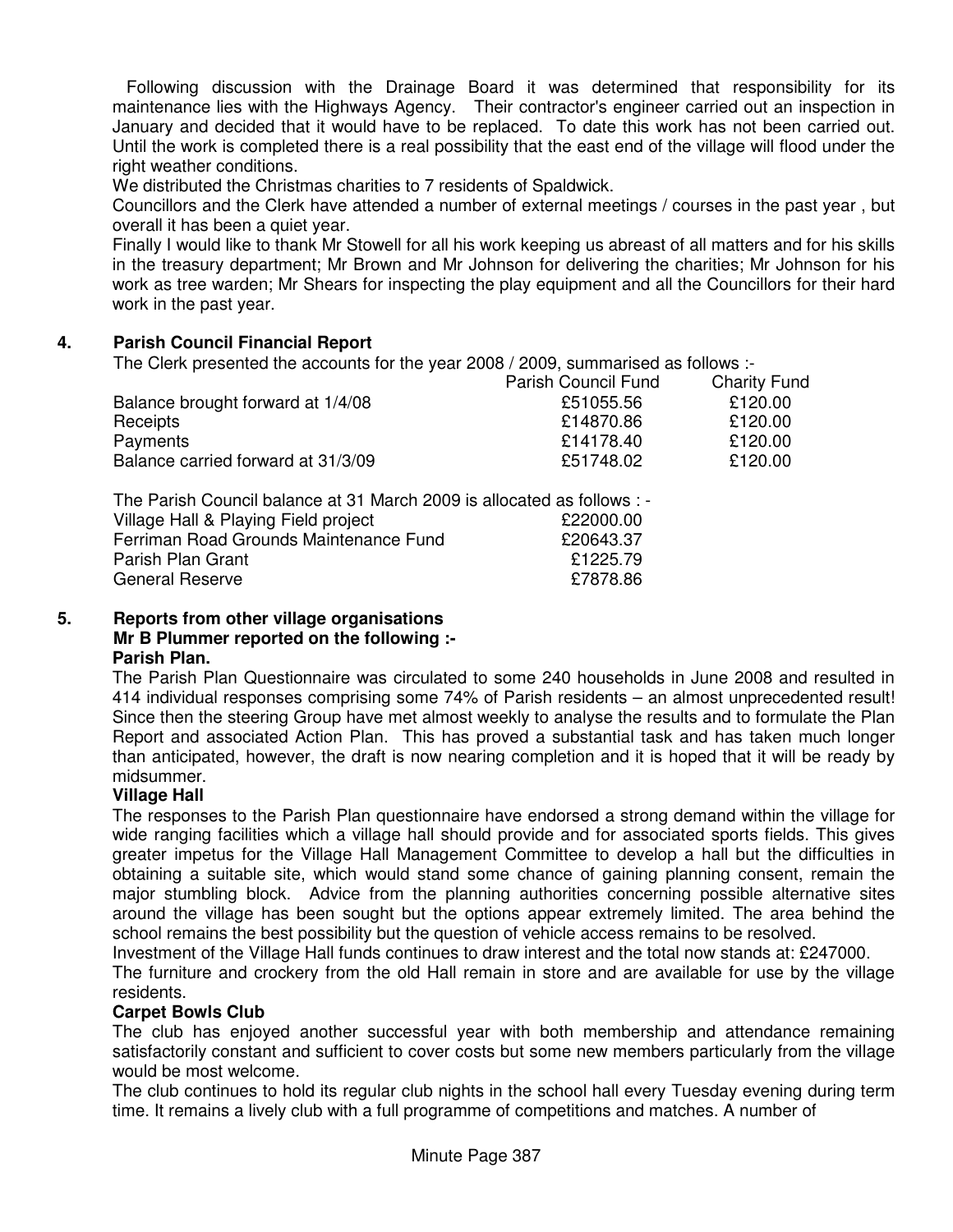Following discussion with the Drainage Board it was determined that responsibility for its maintenance lies with the Highways Agency. Their contractor's engineer carried out an inspection in January and decided that it would have to be replaced. To date this work has not been carried out. Until the work is completed there is a real possibility that the east end of the village will flood under the right weather conditions.

We distributed the Christmas charities to 7 residents of Spaldwick.

Councillors and the Clerk have attended a number of external meetings / courses in the past year , but overall it has been a quiet year.

Finally I would like to thank Mr Stowell for all his work keeping us abreast of all matters and for his skills in the treasury department; Mr Brown and Mr Johnson for delivering the charities; Mr Johnson for his work as tree warden; Mr Shears for inspecting the play equipment and all the Councillors for their hard work in the past year.

## 4. Parish Council Financial Report

The Clerk presented the accounts for the year 2008 / 2009, summarised as follows :-

| | Parish Council Fund | Charity Fund |
|---|---|---|
| Balance brought forward at 1/4/08 | £51055.56 | £120.00 |
| Receipts | £14870.86 | £120.00 |
| Payments | £14178.40 | £120.00 |
| Balance carried forward at 31/3/09 | £51748.02 | £120.00 |

The Parish Council balance at 31 March 2009 is allocated as follows : -

| | |
|---|---|
| Village Hall & Playing Field project | £22000.00 |
| Ferriman Road Grounds Maintenance Fund | £20643.37 |
| Parish Plan Grant | £1225.79 |
| General Reserve | £7878.86 |

## 5. Reports from other village organisations

**Mr B Plummer reported on the following :-**

**Parish Plan.**

The Parish Plan Questionnaire was circulated to some 240 households in June 2008 and resulted in 414 individual responses comprising some 74% of Parish residents – an almost unprecedented result! Since then the steering Group have met almost weekly to analyse the results and to formulate the Plan Report and associated Action Plan. This has proved a substantial task and has taken much longer than anticipated, however, the draft is now nearing completion and it is hoped that it will be ready by midsummer.

**Village Hall**

The responses to the Parish Plan questionnaire have endorsed a strong demand within the village for wide ranging facilities which a village hall should provide and for associated sports fields. This gives greater impetus for the Village Hall Management Committee to develop a hall but the difficulties in obtaining a suitable site, which would stand some chance of gaining planning consent, remain the major stumbling block. Advice from the planning authorities concerning possible alternative sites around the village has been sought but the options appear extremely limited. The area behind the school remains the best possibility but the question of vehicle access remains to be resolved.

Investment of the Village Hall funds continues to draw interest and the total now stands at: £247000.

The furniture and crockery from the old Hall remain in store and are available for use by the village residents.

**Carpet Bowls Club**

The club has enjoyed another successful year with both membership and attendance remaining satisfactorily constant and sufficient to cover costs but some new members particularly from the village would be most welcome.

The club continues to hold its regular club nights in the school hall every Tuesday evening during term time. It remains a lively club with a full programme of competitions and matches. A number of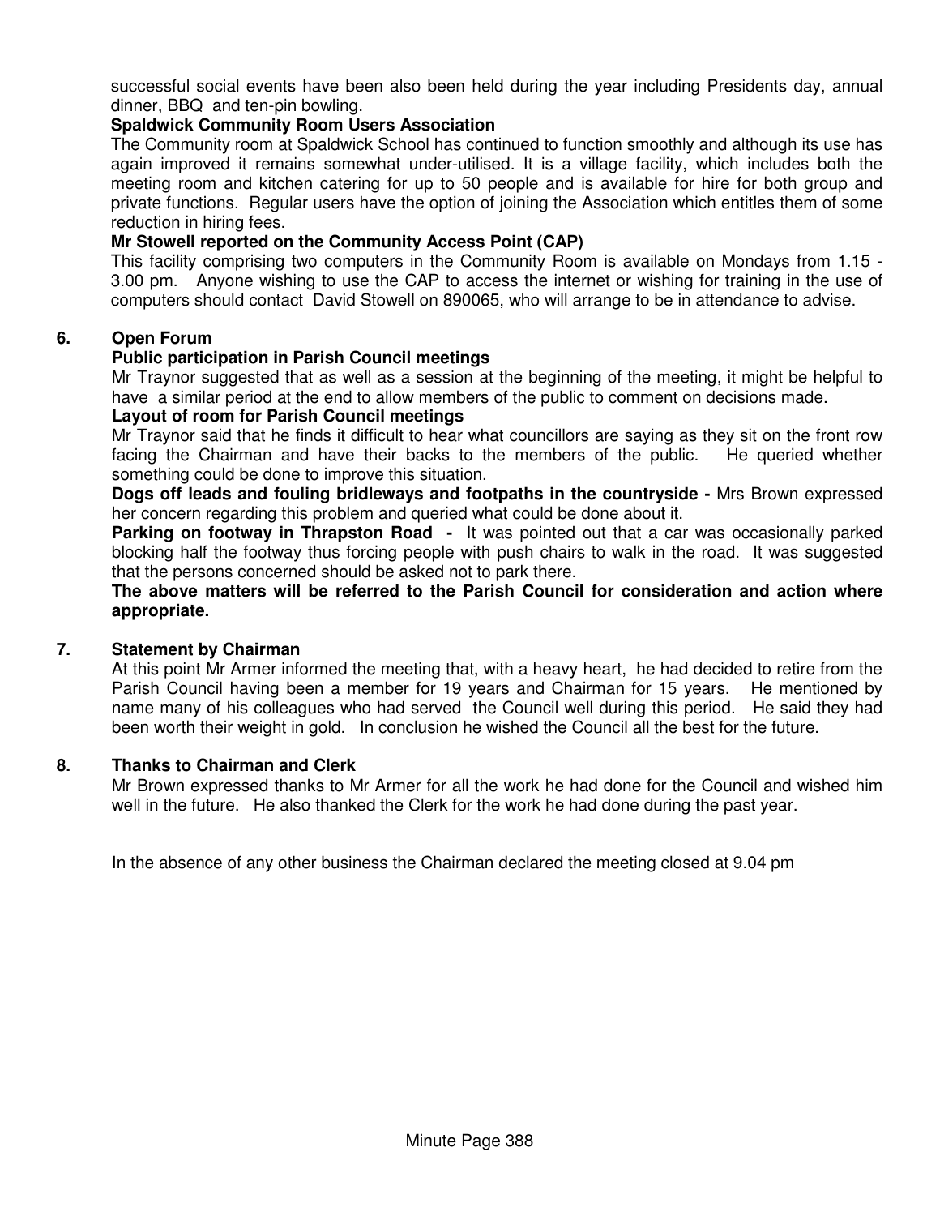successful social events have been also been held during the year including Presidents day, annual dinner, BBQ and ten-pin bowling.

**Spaldwick Community Room Users Association**

The Community room at Spaldwick School has continued to function smoothly and although its use has again improved it remains somewhat under-utilised. It is a village facility, which includes both the meeting room and kitchen catering for up to 50 people and is available for hire for both group and private functions. Regular users have the option of joining the Association which entitles them of some reduction in hiring fees.

**Mr Stowell reported on the Community Access Point (CAP)**

This facility comprising two computers in the Community Room is available on Mondays from 1.15 - 3.00 pm. Anyone wishing to use the CAP to access the internet or wishing for training in the use of computers should contact David Stowell on 890065, who will arrange to be in attendance to advise.

## 6. Open Forum

**Public participation in Parish Council meetings**

Mr Traynor suggested that as well as a session at the beginning of the meeting, it might be helpful to have a similar period at the end to allow members of the public to comment on decisions made.

**Layout of room for Parish Council meetings**

Mr Traynor said that he finds it difficult to hear what councillors are saying as they sit on the front row facing the Chairman and have their backs to the members of the public. He queried whether something could be done to improve this situation.

**Dogs off leads and fouling bridleways and footpaths in the countryside -** Mrs Brown expressed her concern regarding this problem and queried what could be done about it.

**Parking on footway in Thrapston Road -** It was pointed out that a car was occasionally parked blocking half the footway thus forcing people with push chairs to walk in the road. It was suggested that the persons concerned should be asked not to park there.

**The above matters will be referred to the Parish Council for consideration and action where appropriate.**

## 7. Statement by Chairman

At this point Mr Armer informed the meeting that, with a heavy heart, he had decided to retire from the Parish Council having been a member for 19 years and Chairman for 15 years. He mentioned by name many of his colleagues who had served the Council well during this period. He said they had been worth their weight in gold. In conclusion he wished the Council all the best for the future.

## 8. Thanks to Chairman and Clerk

Mr Brown expressed thanks to Mr Armer for all the work he had done for the Council and wished him well in the future. He also thanked the Clerk for the work he had done during the past year.

In the absence of any other business the Chairman declared the meeting closed at 9.04 pm

Minute Page 388